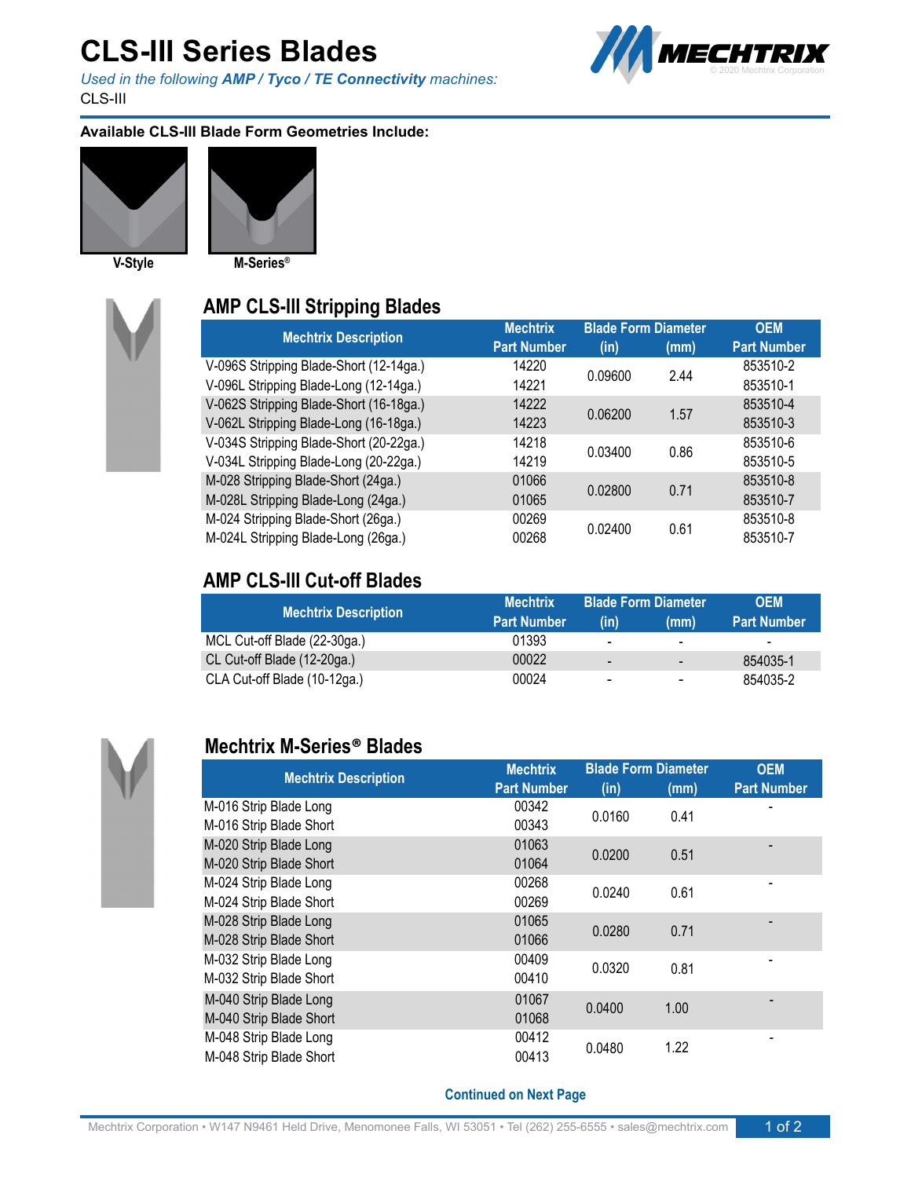# CLS-III Series Blades

*Used in the following **AMP / Tyco / TE Connectivity** machines:*
CLS-III

**Available CLS-III Blade Form Geometries Include:**

V-Style

M-Series®

## AMP CLS-III Stripping Blades

| Mechtrix Description | Mechtrix Part Number | Blade Form Diameter (in) | (mm) | OEM Part Number |
|---|---|---|---|---|
| V-096S Stripping Blade-Short (12-14ga.) | 14220 | 0.09600 | 2.44 | 853510-2 |
| V-096L Stripping Blade-Long (12-14ga.) | 14221 | | | 853510-1 |
| V-062S Stripping Blade-Short (16-18ga.) | 14222 | 0.06200 | 1.57 | 853510-4 |
| V-062L Stripping Blade-Long (16-18ga.) | 14223 | | | 853510-3 |
| V-034S Stripping Blade-Short (20-22ga.) | 14218 | 0.03400 | 0.86 | 853510-6 |
| V-034L Stripping Blade-Long (20-22ga.) | 14219 | | | 853510-5 |
| M-028 Stripping Blade-Short (24ga.) | 01066 | 0.02800 | 0.71 | 853510-8 |
| M-028L Stripping Blade-Long (24ga.) | 01065 | | | 853510-7 |
| M-024 Stripping Blade-Short (26ga.) | 00269 | 0.02400 | 0.61 | 853510-8 |
| M-024L Stripping Blade-Long (26ga.) | 00268 | | | 853510-7 |

## AMP CLS-III Cut-off Blades

| Mechtrix Description | Mechtrix Part Number | Blade Form Diameter (in) | (mm) | OEM Part Number |
|---|---|---|---|---|
| MCL Cut-off Blade (22-30ga.) | 01393 | - | - | - |
| CL Cut-off Blade (12-20ga.) | 00022 | - | - | 854035-1 |
| CLA Cut-off Blade (10-12ga.) | 00024 | - | - | 854035-2 |

## Mechtrix M-Series® Blades

| Mechtrix Description | Mechtrix Part Number | Blade Form Diameter (in) | (mm) | OEM Part Number |
|---|---|---|---|---|
| M-016 Strip Blade Long | 00342 | 0.0160 | 0.41 | - |
| M-016 Strip Blade Short | 00343 | | | |
| M-020 Strip Blade Long | 01063 | 0.0200 | 0.51 | - |
| M-020 Strip Blade Short | 01064 | | | |
| M-024 Strip Blade Long | 00268 | 0.0240 | 0.61 | - |
| M-024 Strip Blade Short | 00269 | | | |
| M-028 Strip Blade Long | 01065 | 0.0280 | 0.71 | - |
| M-028 Strip Blade Short | 01066 | | | |
| M-032 Strip Blade Long | 00409 | 0.0320 | 0.81 | - |
| M-032 Strip Blade Short | 00410 | | | |
| M-040 Strip Blade Long | 01067 | 0.0400 | 1.00 | - |
| M-040 Strip Blade Short | 01068 | | | |
| M-048 Strip Blade Long | 00412 | 0.0480 | 1.22 | - |
| M-048 Strip Blade Short | 00413 | | | |

**Continued on Next Page**

Mechtrix Corporation • W147 N9461 Held Drive, Menomonee Falls, WI 53051 • Tel (262) 255-6555 • sales@mechtrix.com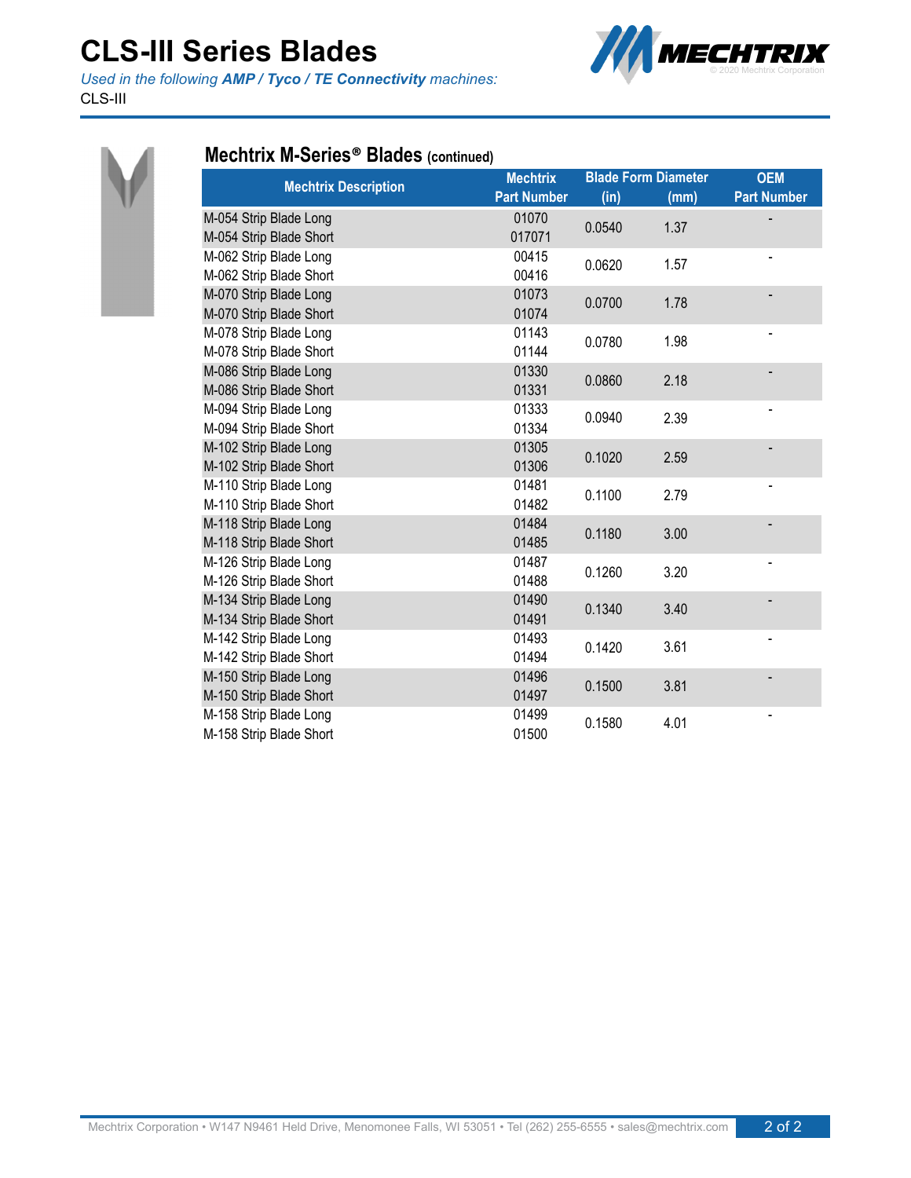# CLS-III Series Blades

*Used in the following **AMP / Tyco / TE Connectivity** machines:*
CLS-III

## Mechtrix M-Series® Blades (continued)

| Mechtrix Description | Mechtrix Part Number | Blade Form Diameter (in) | (mm) | OEM Part Number |
|---|---|---|---|---|
| M-054 Strip Blade Long<br>M-054 Strip Blade Short | 01070<br>017071 | 0.0540 | 1.37 | - |
| M-062 Strip Blade Long<br>M-062 Strip Blade Short | 00415<br>00416 | 0.0620 | 1.57 | - |
| M-070 Strip Blade Long<br>M-070 Strip Blade Short | 01073<br>01074 | 0.0700 | 1.78 | - |
| M-078 Strip Blade Long<br>M-078 Strip Blade Short | 01143<br>01144 | 0.0780 | 1.98 | - |
| M-086 Strip Blade Long<br>M-086 Strip Blade Short | 01330<br>01331 | 0.0860 | 2.18 | - |
| M-094 Strip Blade Long<br>M-094 Strip Blade Short | 01333<br>01334 | 0.0940 | 2.39 | - |
| M-102 Strip Blade Long<br>M-102 Strip Blade Short | 01305<br>01306 | 0.1020 | 2.59 | - |
| M-110 Strip Blade Long<br>M-110 Strip Blade Short | 01481<br>01482 | 0.1100 | 2.79 | - |
| M-118 Strip Blade Long<br>M-118 Strip Blade Short | 01484<br>01485 | 0.1180 | 3.00 | - |
| M-126 Strip Blade Long<br>M-126 Strip Blade Short | 01487<br>01488 | 0.1260 | 3.20 | - |
| M-134 Strip Blade Long<br>M-134 Strip Blade Short | 01490<br>01491 | 0.1340 | 3.40 | - |
| M-142 Strip Blade Long<br>M-142 Strip Blade Short | 01493<br>01494 | 0.1420 | 3.61 | - |
| M-150 Strip Blade Long<br>M-150 Strip Blade Short | 01496<br>01497 | 0.1500 | 3.81 | - |
| M-158 Strip Blade Long<br>M-158 Strip Blade Short | 01499<br>01500 | 0.1580 | 4.01 | - |

Mechtrix Corporation • W147 N9461 Held Drive, Menomonee Falls, WI 53051 • Tel (262) 255-6555 • sales@mechtrix.com